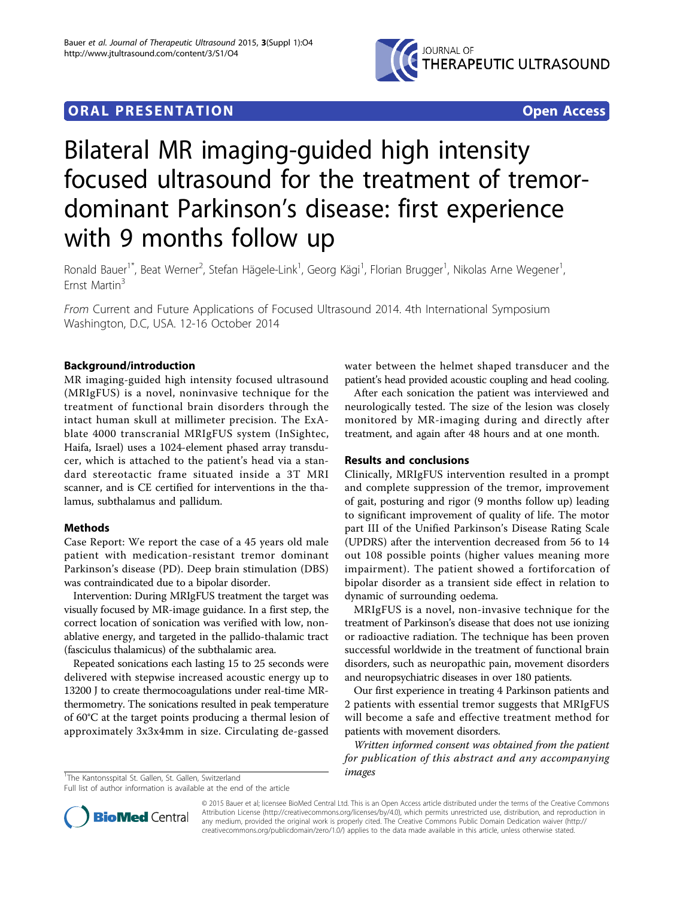ORAL PRESENTATION

Open Access

# Bilateral MR imaging-guided high intensity focused ultrasound for the treatment of tremor-dominant Parkinson's disease: first experience with 9 months follow up

Ronald Bauer[1*], Beat Werner[2], Stefan Hägele-Link[1], Georg Kägi[1], Florian Brugger[1], Nikolas Arne Wegener[1], Ernst Martin[3]

*From* Current and Future Applications of Focused Ultrasound 2014. 4th International Symposium
Washington, D.C, USA. 12-16 October 2014

## Background/introduction

MR imaging-guided high intensity focused ultrasound (MRIgFUS) is a novel, noninvasive technique for the treatment of functional brain disorders through the intact human skull at millimeter precision. The ExAblate 4000 transcranial MRIgFUS system (InSightec, Haifa, Israel) uses a 1024-element phased array transducer, which is attached to the patient's head via a standard stereotactic frame situated inside a 3T MRI scanner, and is CE certified for interventions in the thalamus, subthalamus and pallidum.

## Methods

Case Report: We report the case of a 45 years old male patient with medication-resistant tremor dominant Parkinson's disease (PD). Deep brain stimulation (DBS) was contraindicated due to a bipolar disorder.

Intervention: During MRIgFUS treatment the target was visually focused by MR-image guidance. In a first step, the correct location of sonication was verified with low, non-ablative energy, and targeted in the pallido-thalamic tract (fasciculus thalamicus) of the subthalamic area.

Repeated sonications each lasting 15 to 25 seconds were delivered with stepwise increased acoustic energy up to 13200 J to create thermocoagulations under real-time MR-thermometry. The sonications resulted in peak temperature of 60°C at the target points producing a thermal lesion of approximately 3x3x4mm in size. Circulating de-gassed water between the helmet shaped transducer and the patient's head provided acoustic coupling and head cooling.

After each sonication the patient was interviewed and neurologically tested. The size of the lesion was closely monitored by MR-imaging during and directly after treatment, and again after 48 hours and at one month.

## Results and conclusions

Clinically, MRIgFUS intervention resulted in a prompt and complete suppression of the tremor, improvement of gait, posturing and rigor (9 months follow up) leading to significant improvement of quality of life. The motor part III of the Unified Parkinson's Disease Rating Scale (UPDRS) after the intervention decreased from 56 to 14 out 108 possible points (higher values meaning more impairment). The patient showed a fortiforcation of bipolar disorder as a transient side effect in relation to dynamic of surrounding oedema.

MRIgFUS is a novel, non-invasive technique for the treatment of Parkinson's disease that does not use ionizing or radioactive radiation. The technique has been proven successful worldwide in the treatment of functional brain disorders, such as neuropathic pain, movement disorders and neuropsychiatric diseases in over 180 patients.

Our first experience in treating 4 Parkinson patients and 2 patients with essential tremor suggests that MRIgFUS will become a safe and effective treatment method for patients with movement disorders.

*Written informed consent was obtained from the patient for publication of this abstract and any accompanying images*

[1]The Kantonsspital St. Gallen, St. Gallen, Switzerland
Full list of author information is available at the end of the article

© 2015 Bauer et al; licensee BioMed Central Ltd. This is an Open Access article distributed under the terms of the Creative Commons Attribution License (http://creativecommons.org/licenses/by/4.0), which permits unrestricted use, distribution, and reproduction in any medium, provided the original work is properly cited. The Creative Commons Public Domain Dedication waiver (http://creativecommons.org/publicdomain/zero/1.0/) applies to the data made available in this article, unless otherwise stated.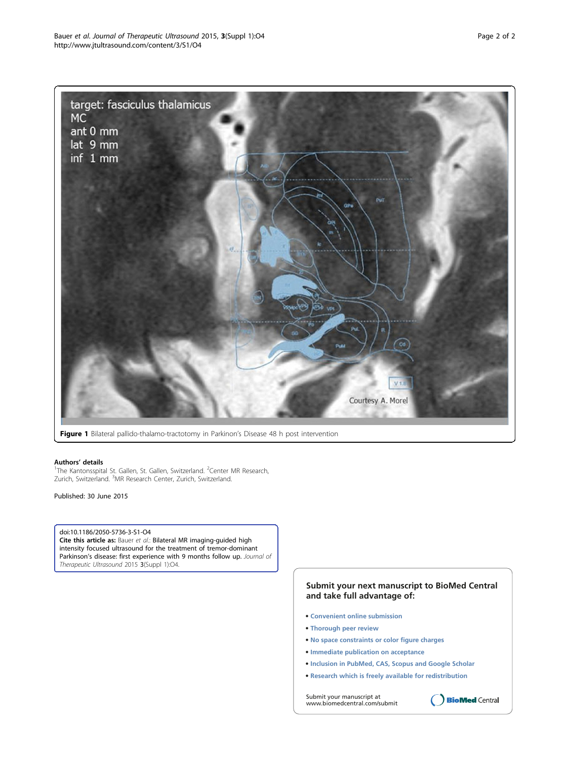target: fasciculus thalamicus
MC
ant 0 mm
lat 9 mm
inf 1 mm

Courtesy A. Morel

**Figure 1** Bilateral pallido-thalamo-tractotomy in Parkinon's Disease 48 h post intervention

#### Authors' details

[1]The Kantonsspital St. Gallen, St. Gallen, Switzerland. [2]Center MR Research, Zurich, Switzerland. [3]MR Research Center, Zurich, Switzerland.

Published: 30 June 2015

doi:10.1186/2050-5736-3-S1-O4

**Cite this article as:** Bauer *et al.*: Bilateral MR imaging-guided high intensity focused ultrasound for the treatment of tremor-dominant Parkinson's disease: first experience with 9 months follow up. *Journal of Therapeutic Ultrasound* 2015 **3**(Suppl 1):O4.

**Submit your next manuscript to BioMed Central and take full advantage of:**

- Convenient online submission
- Thorough peer review
- No space constraints or color figure charges
- Immediate publication on acceptance
- Inclusion in PubMed, CAS, Scopus and Google Scholar
- Research which is freely available for redistribution

Submit your manuscript at
www.biomedcentral.com/submit